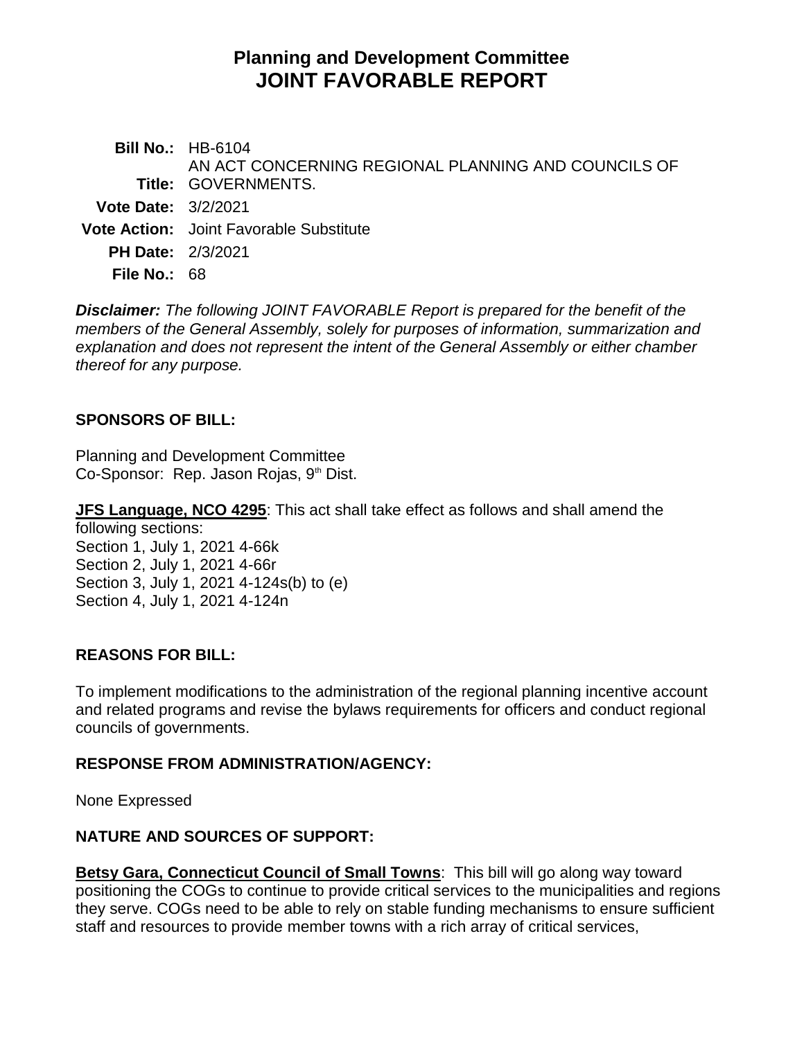# Planning and Development Committee
# JOINT FAVORABLE REPORT

**Bill No.:** HB-6104

**Title:** AN ACT CONCERNING REGIONAL PLANNING AND COUNCILS OF GOVERNMENTS.

**Vote Date:** 3/2/2021

**Vote Action:** Joint Favorable Substitute

**PH Date:** 2/3/2021

**File No.:** 68

***Disclaimer:*** *The following JOINT FAVORABLE Report is prepared for the benefit of the members of the General Assembly, solely for purposes of information, summarization and explanation and does not represent the intent of the General Assembly or either chamber thereof for any purpose.*

## SPONSORS OF BILL:

Planning and Development Committee
Co-Sponsor: Rep. Jason Rojas, 9th Dist.

**JFS Language, NCO 4295**: This act shall take effect as follows and shall amend the following sections:
Section 1, July 1, 2021 4-66k
Section 2, July 1, 2021 4-66r
Section 3, July 1, 2021 4-124s(b) to (e)
Section 4, July 1, 2021 4-124n

## REASONS FOR BILL:

To implement modifications to the administration of the regional planning incentive account and related programs and revise the bylaws requirements for officers and conduct regional councils of governments.

## RESPONSE FROM ADMINISTRATION/AGENCY:

None Expressed

## NATURE AND SOURCES OF SUPPORT:

**Betsy Gara, Connecticut Council of Small Towns**: This bill will go along way toward positioning the COGs to continue to provide critical services to the municipalities and regions they serve. COGs need to be able to rely on stable funding mechanisms to ensure sufficient staff and resources to provide member towns with a rich array of critical services,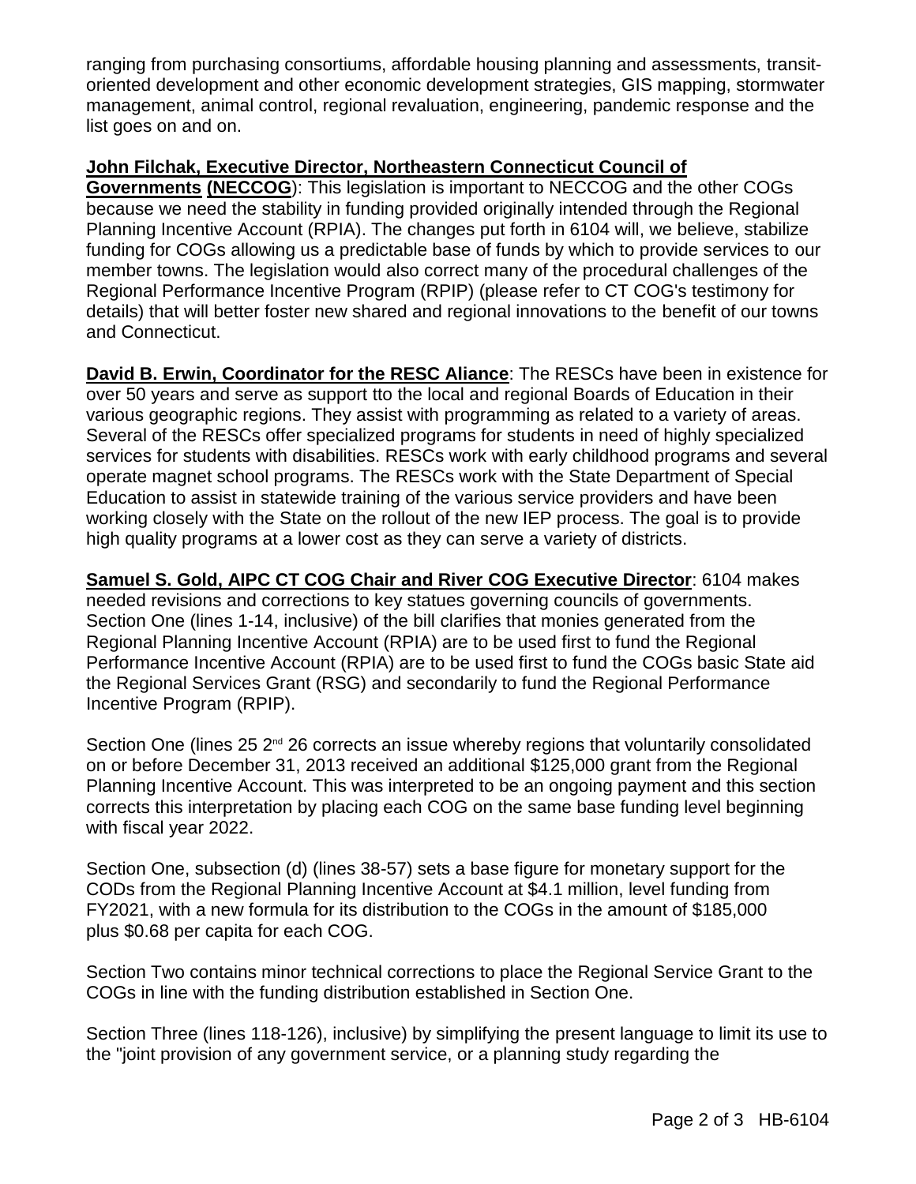ranging from purchasing consortiums, affordable housing planning and assessments, transit-oriented development and other economic development strategies, GIS mapping, stormwater management, animal control, regional revaluation, engineering, pandemic response and the list goes on and on.

**John Filchak, Executive Director, Northeastern Connecticut Council of Governments (NECCOG**): This legislation is important to NECCOG and the other COGs because we need the stability in funding provided originally intended through the Regional Planning Incentive Account (RPIA). The changes put forth in 6104 will, we believe, stabilize funding for COGs allowing us a predictable base of funds by which to provide services to our member towns. The legislation would also correct many of the procedural challenges of the Regional Performance Incentive Program (RPIP) (please refer to CT COG's testimony for details) that will better foster new shared and regional innovations to the benefit of our towns and Connecticut.

**David B. Erwin, Coordinator for the RESC Aliance**: The RESCs have been in existence for over 50 years and serve as support tto the local and regional Boards of Education in their various geographic regions. They assist with programming as related to a variety of areas. Several of the RESCs offer specialized programs for students in need of highly specialized services for students with disabilities. RESCs work with early childhood programs and several operate magnet school programs. The RESCs work with the State Department of Special Education to assist in statewide training of the various service providers and have been working closely with the State on the rollout of the new IEP process. The goal is to provide high quality programs at a lower cost as they can serve a variety of districts.

**Samuel S. Gold, AIPC CT COG Chair and River COG Executive Director**: 6104 makes needed revisions and corrections to key statues governing councils of governments. Section One (lines 1-14, inclusive) of the bill clarifies that monies generated from the Regional Planning Incentive Account (RPIA) are to be used first to fund the Regional Performance Incentive Account (RPIA) are to be used first to fund the COGs basic State aid the Regional Services Grant (RSG) and secondarily to fund the Regional Performance Incentive Program (RPIP).

Section One (lines 25 2nd 26 corrects an issue whereby regions that voluntarily consolidated on or before December 31, 2013 received an additional $125,000 grant from the Regional Planning Incentive Account. This was interpreted to be an ongoing payment and this section corrects this interpretation by placing each COG on the same base funding level beginning with fiscal year 2022.

Section One, subsection (d) (lines 38-57) sets a base figure for monetary support for the CODs from the Regional Planning Incentive Account at $4.1 million, level funding from FY2021, with a new formula for its distribution to the COGs in the amount of $185,000 plus $0.68 per capita for each COG.

Section Two contains minor technical corrections to place the Regional Service Grant to the COGs in line with the funding distribution established in Section One.

Section Three (lines 118-126), inclusive) by simplifying the present language to limit its use to the "joint provision of any government service, or a planning study regarding the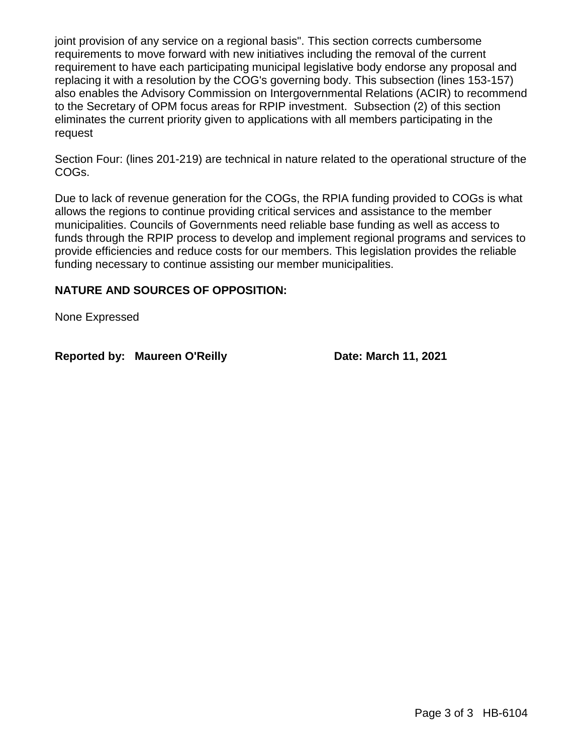joint provision of any service on a regional basis". This section corrects cumbersome requirements to move forward with new initiatives including the removal of the current requirement to have each participating municipal legislative body endorse any proposal and replacing it with a resolution by the COG's governing body. This subsection (lines 153-157) also enables the Advisory Commission on Intergovernmental Relations (ACIR) to recommend to the Secretary of OPM focus areas for RPIP investment. Subsection (2) of this section eliminates the current priority given to applications with all members participating in the request

Section Four: (lines 201-219) are technical in nature related to the operational structure of the COGs.

Due to lack of revenue generation for the COGs, the RPIA funding provided to COGs is what allows the regions to continue providing critical services and assistance to the member municipalities. Councils of Governments need reliable base funding as well as access to funds through the RPIP process to develop and implement regional programs and services to provide efficiencies and reduce costs for our members. This legislation provides the reliable funding necessary to continue assisting our member municipalities.

**NATURE AND SOURCES OF OPPOSITION:**

None Expressed

**Reported by: Maureen O'Reilly** **Date: March 11, 2021**